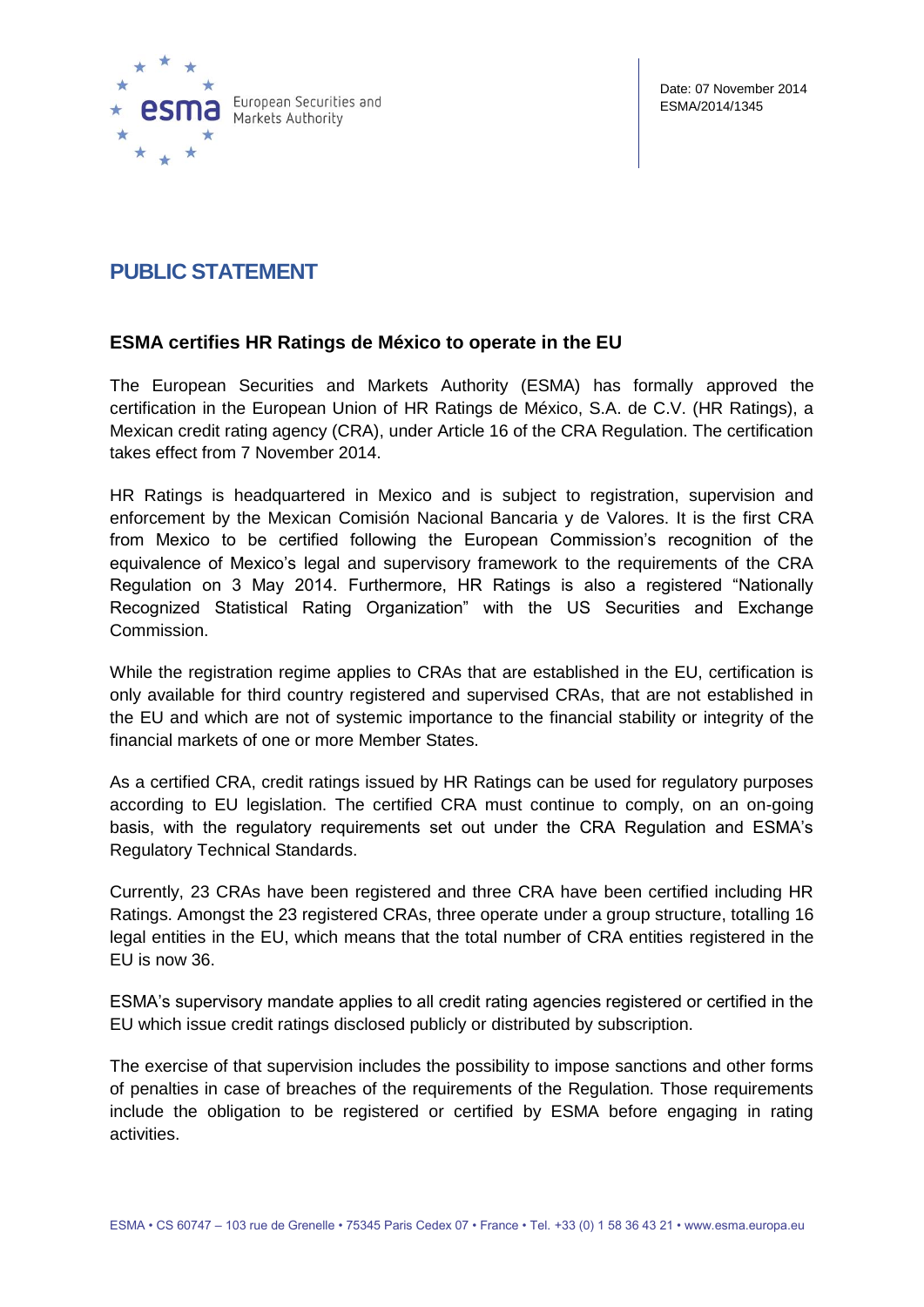Date: 07 November 2014
ESMA/2014/1345

# PUBLIC STATEMENT

## ESMA certifies HR Ratings de México to operate in the EU

The European Securities and Markets Authority (ESMA) has formally approved the certification in the European Union of HR Ratings de México, S.A. de C.V. (HR Ratings), a Mexican credit rating agency (CRA), under Article 16 of the CRA Regulation. The certification takes effect from 7 November 2014.

HR Ratings is headquartered in Mexico and is subject to registration, supervision and enforcement by the Mexican Comisión Nacional Bancaria y de Valores. It is the first CRA from Mexico to be certified following the European Commission's recognition of the equivalence of Mexico's legal and supervisory framework to the requirements of the CRA Regulation on 3 May 2014. Furthermore, HR Ratings is also a registered "Nationally Recognized Statistical Rating Organization" with the US Securities and Exchange Commission.

While the registration regime applies to CRAs that are established in the EU, certification is only available for third country registered and supervised CRAs, that are not established in the EU and which are not of systemic importance to the financial stability or integrity of the financial markets of one or more Member States.

As a certified CRA, credit ratings issued by HR Ratings can be used for regulatory purposes according to EU legislation. The certified CRA must continue to comply, on an on-going basis, with the regulatory requirements set out under the CRA Regulation and ESMA's Regulatory Technical Standards.

Currently, 23 CRAs have been registered and three CRA have been certified including HR Ratings. Amongst the 23 registered CRAs, three operate under a group structure, totalling 16 legal entities in the EU, which means that the total number of CRA entities registered in the EU is now 36.

ESMA's supervisory mandate applies to all credit rating agencies registered or certified in the EU which issue credit ratings disclosed publicly or distributed by subscription.

The exercise of that supervision includes the possibility to impose sanctions and other forms of penalties in case of breaches of the requirements of the Regulation. Those requirements include the obligation to be registered or certified by ESMA before engaging in rating activities.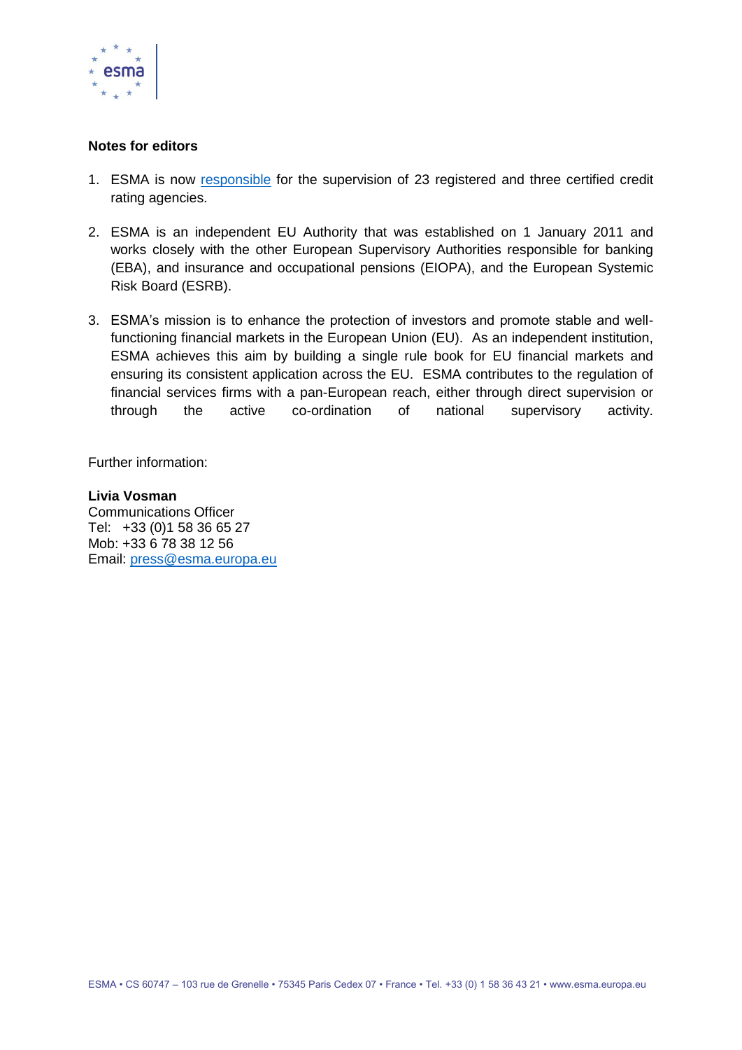**Notes for editors**

1. ESMA is now responsible for the supervision of 23 registered and three certified credit rating agencies.

2. ESMA is an independent EU Authority that was established on 1 January 2011 and works closely with the other European Supervisory Authorities responsible for banking (EBA), and insurance and occupational pensions (EIOPA), and the European Systemic Risk Board (ESRB).

3. ESMA's mission is to enhance the protection of investors and promote stable and well-functioning financial markets in the European Union (EU). As an independent institution, ESMA achieves this aim by building a single rule book for EU financial markets and ensuring its consistent application across the EU. ESMA contributes to the regulation of financial services firms with a pan-European reach, either through direct supervision or through the active co-ordination of national supervisory activity.

Further information:

**Livia Vosman**
Communications Officer
Tel: +33 (0)1 58 36 65 27
Mob: +33 6 78 38 12 56
Email: press@esma.europa.eu

ESMA • CS 60747 – 103 rue de Grenelle • 75345 Paris Cedex 07 • France • Tel. +33 (0) 1 58 36 43 21 • www.esma.europa.eu